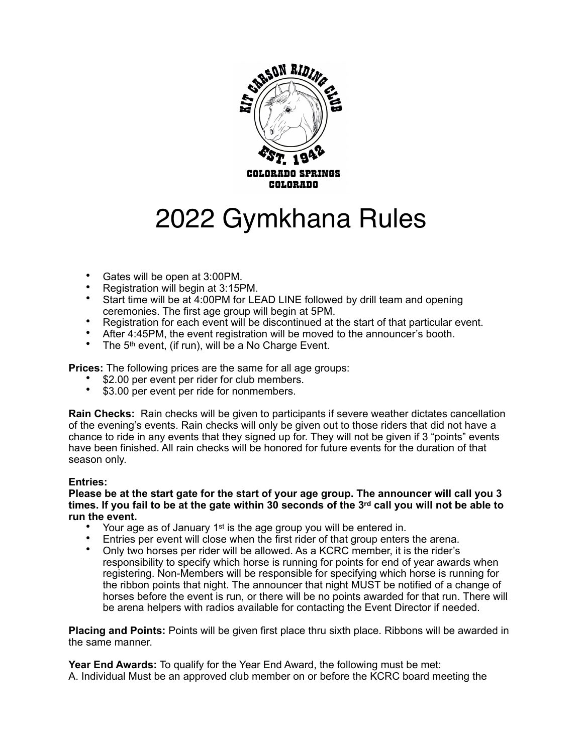# 2022 Gymkhana Rules

- Gates will be open at 3:00PM.
- Registration will begin at 3:15PM.
- Start time will be at 4:00PM for LEAD LINE followed by drill team and opening ceremonies. The first age group will begin at 5PM.
- Registration for each event will be discontinued at the start of that particular event.
- After 4:45PM, the event registration will be moved to the announcer's booth.
- The 5th event, (if run), will be a No Charge Event.

**Prices:** The following prices are the same for all age groups:

- $2.00 per event per rider for club members.
- $3.00 per event per ride for nonmembers.

**Rain Checks:** Rain checks will be given to participants if severe weather dictates cancellation of the evening's events. Rain checks will only be given out to those riders that did not have a chance to ride in any events that they signed up for. They will not be given if 3 "points" events have been finished. All rain checks will be honored for future events for the duration of that season only.

**Entries:**

**Please be at the start gate for the start of your age group. The announcer will call you 3 times. If you fail to be at the gate within 30 seconds of the 3rd call you will not be able to run the event.**

- Your age as of January 1st is the age group you will be entered in.
- Entries per event will close when the first rider of that group enters the arena.
- Only two horses per rider will be allowed. As a KCRC member, it is the rider's responsibility to specify which horse is running for points for end of year awards when registering. Non-Members will be responsible for specifying which horse is running for the ribbon points that night. The announcer that night MUST be notified of a change of horses before the event is run, or there will be no points awarded for that run. There will be arena helpers with radios available for contacting the Event Director if needed.

**Placing and Points:** Points will be given first place thru sixth place. Ribbons will be awarded in the same manner.

**Year End Awards:** To qualify for the Year End Award, the following must be met:

A. Individual Must be an approved club member on or before the KCRC board meeting the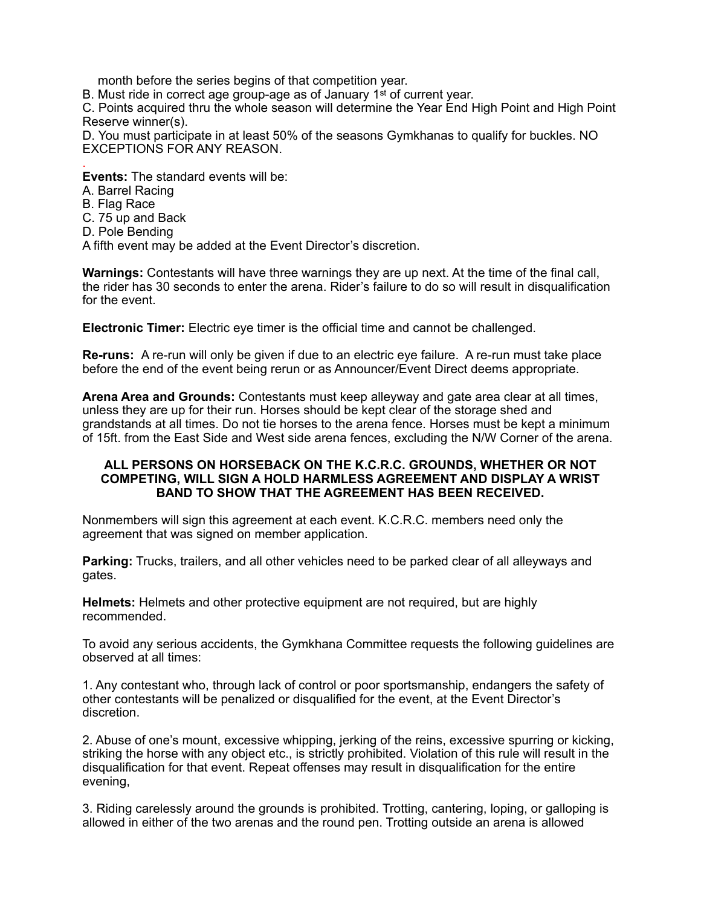month before the series begins of that competition year.

B. Must ride in correct age group-age as of January 1st of current year.

C. Points acquired thru the whole season will determine the Year End High Point and High Point Reserve winner(s).

D. You must participate in at least 50% of the seasons Gymkhanas to qualify for buckles. NO EXCEPTIONS FOR ANY REASON.

.

**Events:** The standard events will be:

A. Barrel Racing

B. Flag Race

C. 75 up and Back

D. Pole Bending

A fifth event may be added at the Event Director's discretion.

**Warnings:** Contestants will have three warnings they are up next. At the time of the final call, the rider has 30 seconds to enter the arena. Rider's failure to do so will result in disqualification for the event.

**Electronic Timer:** Electric eye timer is the official time and cannot be challenged.

**Re-runs:** A re-run will only be given if due to an electric eye failure. A re-run must take place before the end of the event being rerun or as Announcer/Event Direct deems appropriate.

**Arena Area and Grounds:** Contestants must keep alleyway and gate area clear at all times, unless they are up for their run. Horses should be kept clear of the storage shed and grandstands at all times. Do not tie horses to the arena fence. Horses must be kept a minimum of 15ft. from the East Side and West side arena fences, excluding the N/W Corner of the arena.

**ALL PERSONS ON HORSEBACK ON THE K.C.R.C. GROUNDS, WHETHER OR NOT COMPETING, WILL SIGN A HOLD HARMLESS AGREEMENT AND DISPLAY A WRIST BAND TO SHOW THAT THE AGREEMENT HAS BEEN RECEIVED.**

Nonmembers will sign this agreement at each event. K.C.R.C. members need only the agreement that was signed on member application.

**Parking:** Trucks, trailers, and all other vehicles need to be parked clear of all alleyways and gates.

**Helmets:** Helmets and other protective equipment are not required, but are highly recommended.

To avoid any serious accidents, the Gymkhana Committee requests the following guidelines are observed at all times:

1. Any contestant who, through lack of control or poor sportsmanship, endangers the safety of other contestants will be penalized or disqualified for the event, at the Event Director's discretion.

2. Abuse of one's mount, excessive whipping, jerking of the reins, excessive spurring or kicking, striking the horse with any object etc., is strictly prohibited. Violation of this rule will result in the disqualification for that event. Repeat offenses may result in disqualification for the entire evening,

3. Riding carelessly around the grounds is prohibited. Trotting, cantering, loping, or galloping is allowed in either of the two arenas and the round pen. Trotting outside an arena is allowed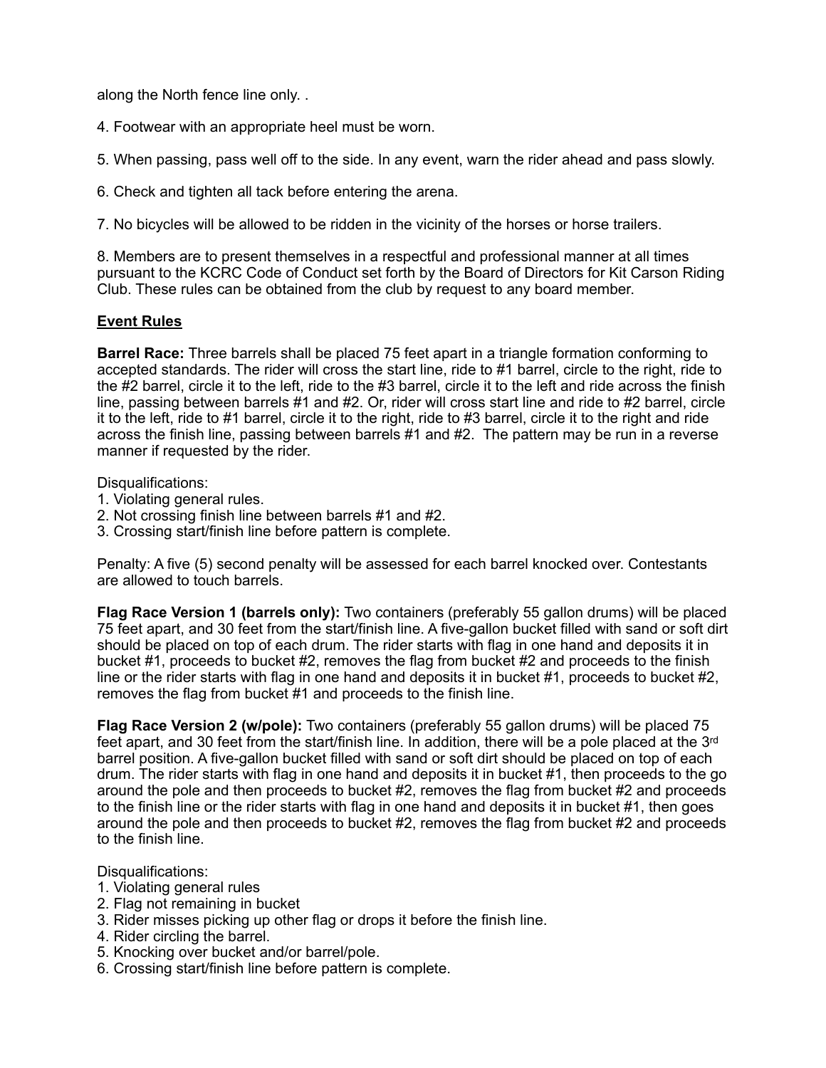along the North fence line only. .

4. Footwear with an appropriate heel must be worn.

5. When passing, pass well off to the side. In any event, warn the rider ahead and pass slowly.

6. Check and tighten all tack before entering the arena.

7. No bicycles will be allowed to be ridden in the vicinity of the horses or horse trailers.

8. Members are to present themselves in a respectful and professional manner at all times pursuant to the KCRC Code of Conduct set forth by the Board of Directors for Kit Carson Riding Club. These rules can be obtained from the club by request to any board member.

## Event Rules

**Barrel Race:** Three barrels shall be placed 75 feet apart in a triangle formation conforming to accepted standards. The rider will cross the start line, ride to #1 barrel, circle to the right, ride to the #2 barrel, circle it to the left, ride to the #3 barrel, circle it to the left and ride across the finish line, passing between barrels #1 and #2. Or, rider will cross start line and ride to #2 barrel, circle it to the left, ride to #1 barrel, circle it to the right, ride to #3 barrel, circle it to the right and ride across the finish line, passing between barrels #1 and #2. The pattern may be run in a reverse manner if requested by the rider.

Disqualifications:
1. Violating general rules.
2. Not crossing finish line between barrels #1 and #2.
3. Crossing start/finish line before pattern is complete.

Penalty: A five (5) second penalty will be assessed for each barrel knocked over. Contestants are allowed to touch barrels.

**Flag Race Version 1 (barrels only):** Two containers (preferably 55 gallon drums) will be placed 75 feet apart, and 30 feet from the start/finish line. A five-gallon bucket filled with sand or soft dirt should be placed on top of each drum. The rider starts with flag in one hand and deposits it in bucket #1, proceeds to bucket #2, removes the flag from bucket #2 and proceeds to the finish line or the rider starts with flag in one hand and deposits it in bucket #1, proceeds to bucket #2, removes the flag from bucket #1 and proceeds to the finish line.

**Flag Race Version 2 (w/pole):** Two containers (preferably 55 gallon drums) will be placed 75 feet apart, and 30 feet from the start/finish line. In addition, there will be a pole placed at the 3rd barrel position. A five-gallon bucket filled with sand or soft dirt should be placed on top of each drum. The rider starts with flag in one hand and deposits it in bucket #1, then proceeds to the go around the pole and then proceeds to bucket #2, removes the flag from bucket #2 and proceeds to the finish line or the rider starts with flag in one hand and deposits it in bucket #1, then goes around the pole and then proceeds to bucket #2, removes the flag from bucket #2 and proceeds to the finish line.

Disqualifications:
1. Violating general rules
2. Flag not remaining in bucket
3. Rider misses picking up other flag or drops it before the finish line.
4. Rider circling the barrel.
5. Knocking over bucket and/or barrel/pole.
6. Crossing start/finish line before pattern is complete.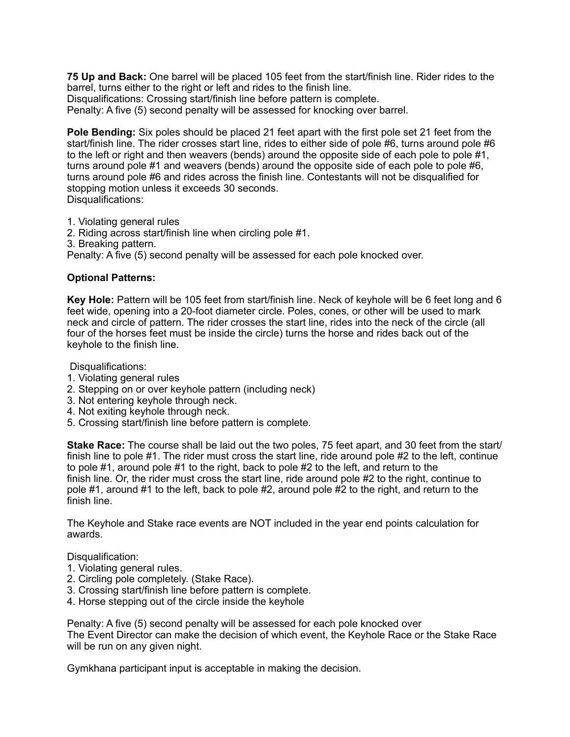**75 Up and Back:** One barrel will be placed 105 feet from the start/finish line. Rider rides to the barrel, turns either to the right or left and rides to the finish line.
Disqualifications: Crossing start/finish line before pattern is complete.
Penalty: A five (5) second penalty will be assessed for knocking over barrel.

**Pole Bending:** Six poles should be placed 21 feet apart with the first pole set 21 feet from the start/finish line. The rider crosses start line, rides to either side of pole #6, turns around pole #6 to the left or right and then weavers (bends) around the opposite side of each pole to pole #1, turns around pole #1 and weavers (bends) around the opposite side of each pole to pole #6, turns around pole #6 and rides across the finish line. Contestants will not be disqualified for stopping motion unless it exceeds 30 seconds.
Disqualifications:

1. Violating general rules
2. Riding across start/finish line when circling pole #1.
3. Breaking pattern.

Penalty: A five (5) second penalty will be assessed for each pole knocked over.

**Optional Patterns:**

**Key Hole:** Pattern will be 105 feet from start/finish line. Neck of keyhole will be 6 feet long and 6 feet wide, opening into a 20-foot diameter circle. Poles, cones, or other will be used to mark neck and circle of pattern. The rider crosses the start line, rides into the neck of the circle (all four of the horses feet must be inside the circle) turns the horse and rides back out of the keyhole to the finish line.

Disqualifications:
1. Violating general rules
2. Stepping on or over keyhole pattern (including neck)
3. Not entering keyhole through neck.
4. Not exiting keyhole through neck.
5. Crossing start/finish line before pattern is complete.

**Stake Race:** The course shall be laid out the two poles, 75 feet apart, and 30 feet from the start/finish line to pole #1. The rider must cross the start line, ride around pole #2 to the left, continue to pole #1, around pole #1 to the right, back to pole #2 to the left, and return to the finish line. Or, the rider must cross the start line, ride around pole #2 to the right, continue to pole #1, around #1 to the left, back to pole #2, around pole #2 to the right, and return to the finish line.

The Keyhole and Stake race events are NOT included in the year end points calculation for awards.

Disqualification:
1. Violating general rules.
2. Circling pole completely. (Stake Race).
3. Crossing start/finish line before pattern is complete.
4. Horse stepping out of the circle inside the keyhole

Penalty: A five (5) second penalty will be assessed for each pole knocked over
The Event Director can make the decision of which event, the Keyhole Race or the Stake Race will be run on any given night.

Gymkhana participant input is acceptable in making the decision.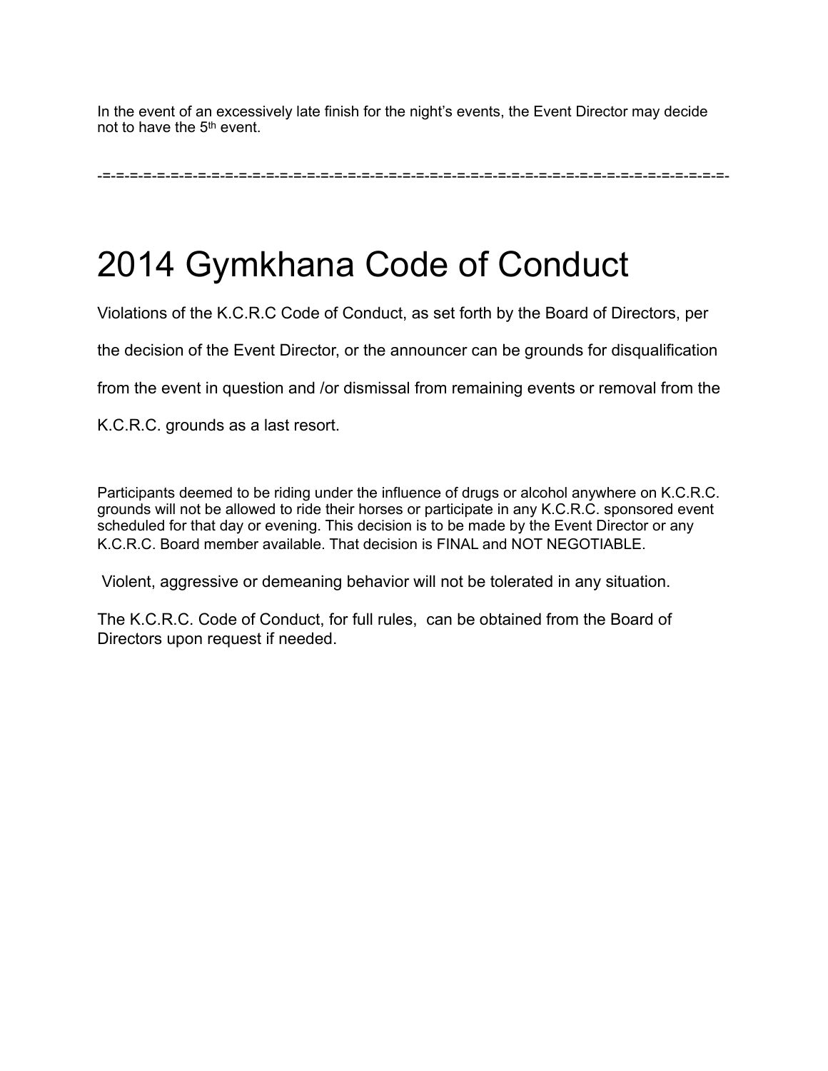In the event of an excessively late finish for the night's events, the Event Director may decide not to have the 5th event.

-=-=-=-=-=-=-=-=-=-=-=-=-=-=-=-=-=-=-=-=-=-=-=-=-=-=-=-=-=-=-=-=-=-=-=-=-=-=-=-=-=-=-=-=-=-=-=-=-=-=-=-=-=-=-=-=-

# 2014 Gymkhana Code of Conduct

Violations of the K.C.R.C Code of Conduct, as set forth by the Board of Directors, per the decision of the Event Director, or the announcer can be grounds for disqualification from the event in question and /or dismissal from remaining events or removal from the K.C.R.C. grounds as a last resort.

Participants deemed to be riding under the influence of drugs or alcohol anywhere on K.C.R.C. grounds will not be allowed to ride their horses or participate in any K.C.R.C. sponsored event scheduled for that day or evening. This decision is to be made by the Event Director or any K.C.R.C. Board member available. That decision is FINAL and NOT NEGOTIABLE.

Violent, aggressive or demeaning behavior will not be tolerated in any situation.

The K.C.R.C. Code of Conduct, for full rules, can be obtained from the Board of Directors upon request if needed.